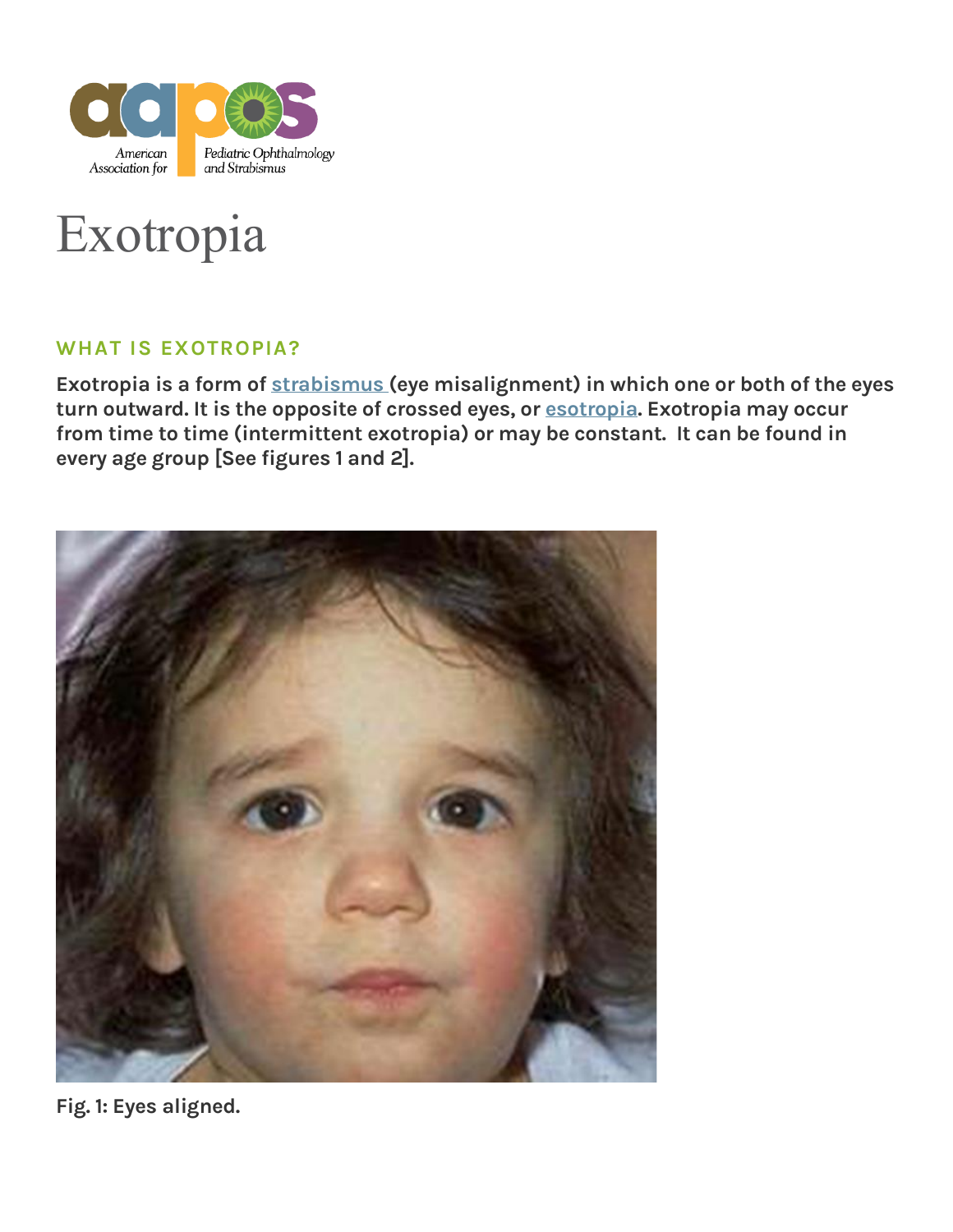# Exotropia

## WHAT IS EXOTROPIA?

**Exotropia is a form of strabismus (eye misalignment) in which one or both of the eyes turn outward. It is the opposite of crossed eyes, or esotropia. Exotropia may occur from time to time (intermittent exotropia) or may be constant. It can be found in every age group [See figures 1 and 2].**

**Fig. 1: Eyes aligned.**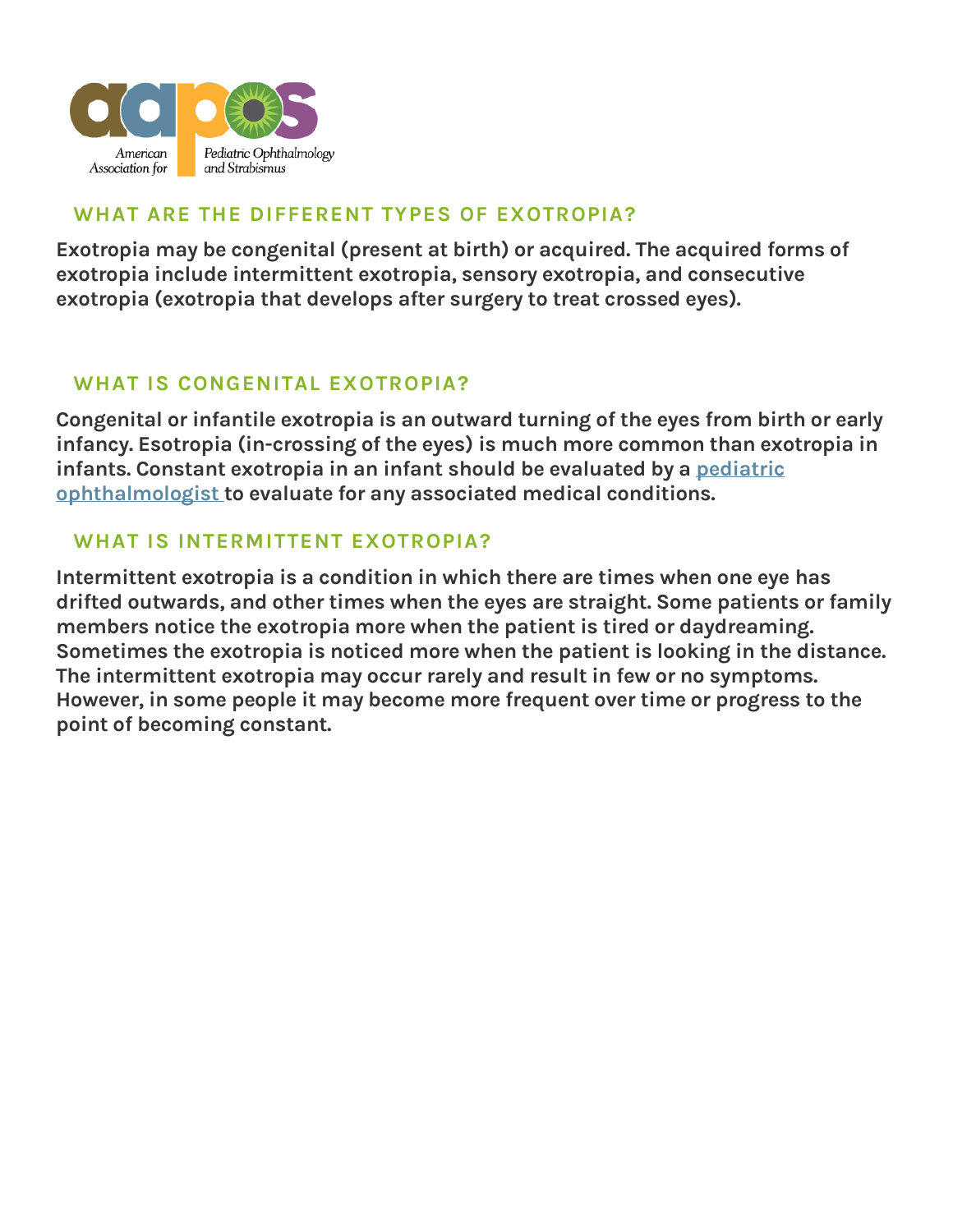## WHAT ARE THE DIFFERENT TYPES OF EXOTROPIA?

**Exotropia may be congenital (present at birth) or acquired. The acquired forms of exotropia include intermittent exotropia, sensory exotropia, and consecutive exotropia (exotropia that develops after surgery to treat crossed eyes).**

## WHAT IS CONGENITAL EXOTROPIA?

**Congenital or infantile exotropia is an outward turning of the eyes from birth or early infancy. Esotropia (in-crossing of the eyes) is much more common than exotropia in infants. Constant exotropia in an infant should be evaluated by a [pediatric ophthalmologist](#) to evaluate for any associated medical conditions.**

## WHAT IS INTERMITTENT EXOTROPIA?

**Intermittent exotropia is a condition in which there are times when one eye has drifted outwards, and other times when the eyes are straight. Some patients or family members notice the exotropia more when the patient is tired or daydreaming. Sometimes the exotropia is noticed more when the patient is looking in the distance. The intermittent exotropia may occur rarely and result in few or no symptoms. However, in some people it may become more frequent over time or progress to the point of becoming constant.**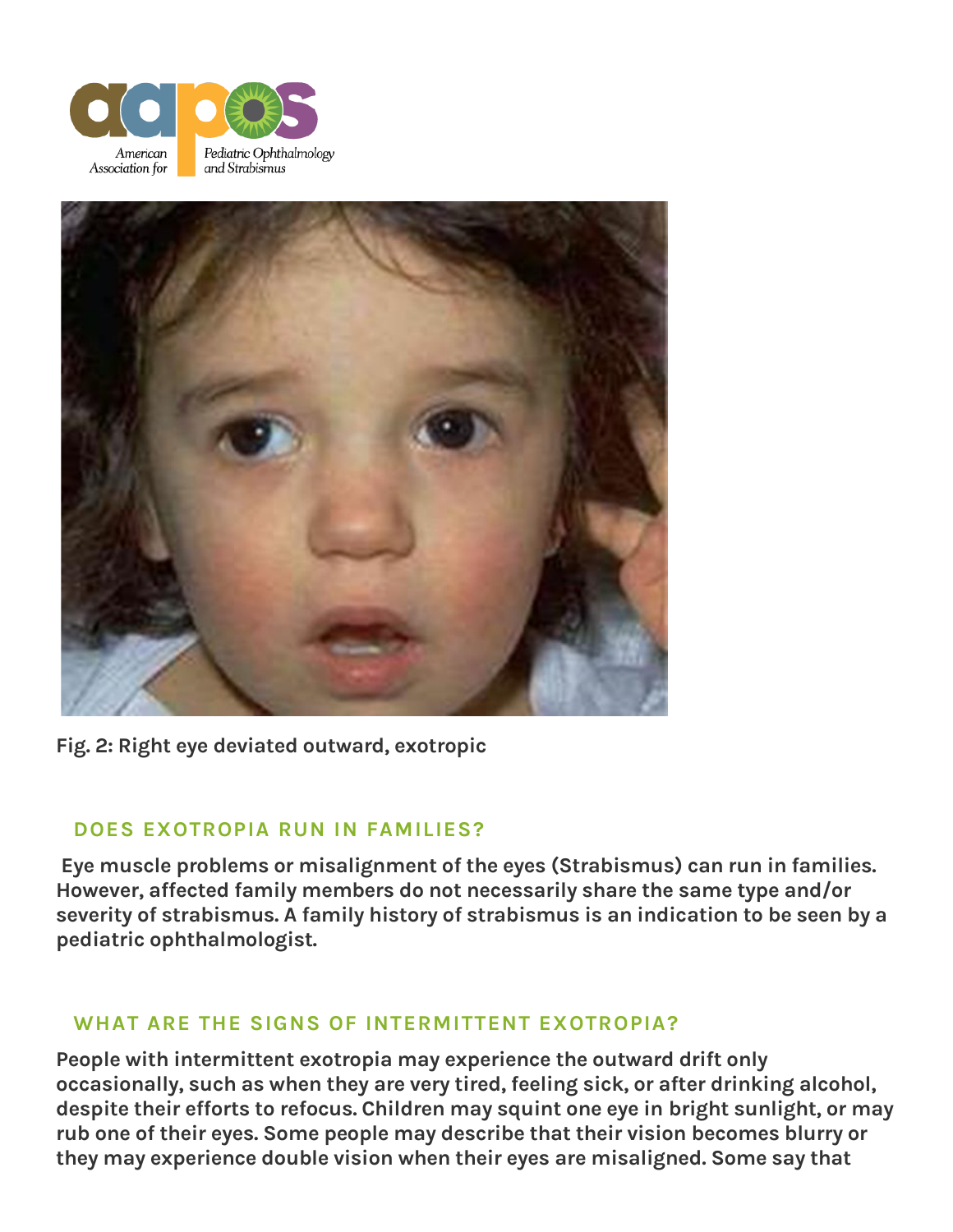Fig. 2: Right eye deviated outward, exotropic

## DOES EXOTROPIA RUN IN FAMILIES?

Eye muscle problems or misalignment of the eyes (Strabismus) can run in families. However, affected family members do not necessarily share the same type and/or severity of strabismus. A family history of strabismus is an indication to be seen by a pediatric ophthalmologist.

## WHAT ARE THE SIGNS OF INTERMITTENT EXOTROPIA?

People with intermittent exotropia may experience the outward drift only occasionally, such as when they are very tired, feeling sick, or after drinking alcohol, despite their efforts to refocus. Children may squint one eye in bright sunlight, or may rub one of their eyes. Some people may describe that their vision becomes blurry or they may experience double vision when their eyes are misaligned. Some say that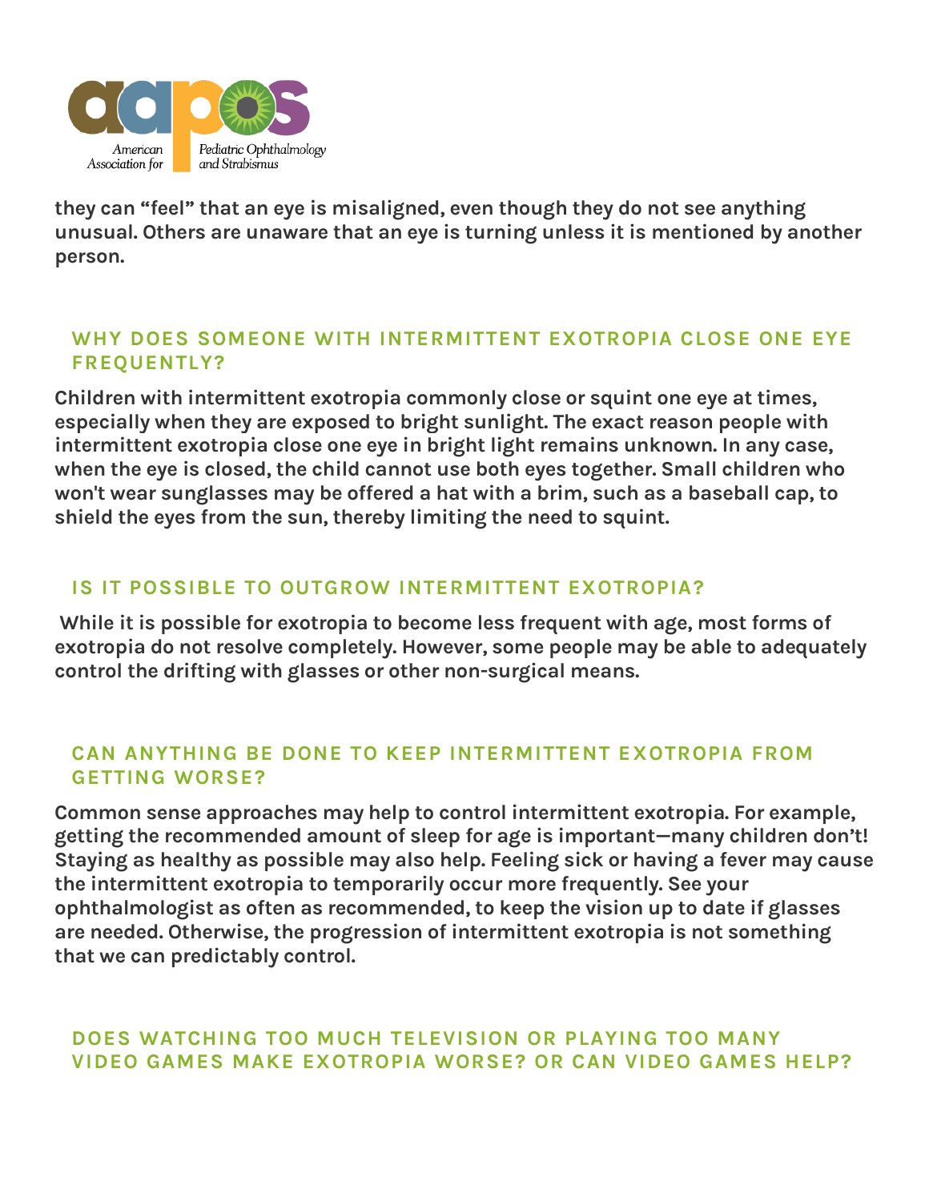**they can "feel" that an eye is misaligned, even though they do not see anything unusual. Others are unaware that an eye is turning unless it is mentioned by another person.**

## WHY DOES SOMEONE WITH INTERMITTENT EXOTROPIA CLOSE ONE EYE FREQUENTLY?

**Children with intermittent exotropia commonly close or squint one eye at times, especially when they are exposed to bright sunlight. The exact reason people with intermittent exotropia close one eye in bright light remains unknown. In any case, when the eye is closed, the child cannot use both eyes together. Small children who won't wear sunglasses may be offered a hat with a brim, such as a baseball cap, to shield the eyes from the sun, thereby limiting the need to squint.**

## IS IT POSSIBLE TO OUTGROW INTERMITTENT EXOTROPIA?

**While it is possible for exotropia to become less frequent with age, most forms of exotropia do not resolve completely. However, some people may be able to adequately control the drifting with glasses or other non-surgical means.**

## CAN ANYTHING BE DONE TO KEEP INTERMITTENT EXOTROPIA FROM GETTING WORSE?

**Common sense approaches may help to control intermittent exotropia. For example, getting the recommended amount of sleep for age is important—many children don't! Staying as healthy as possible may also help. Feeling sick or having a fever may cause the intermittent exotropia to temporarily occur more frequently. See your ophthalmologist as often as recommended, to keep the vision up to date if glasses are needed. Otherwise, the progression of intermittent exotropia is not something that we can predictably control.**

## DOES WATCHING TOO MUCH TELEVISION OR PLAYING TOO MANY VIDEO GAMES MAKE EXOTROPIA WORSE? OR CAN VIDEO GAMES HELP?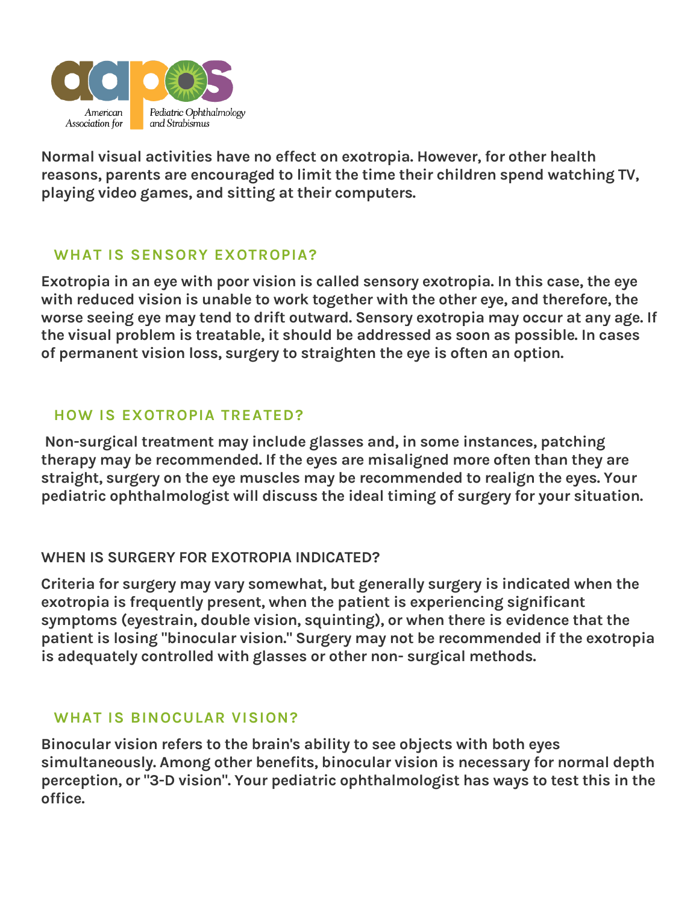**Normal visual activities have no effect on exotropia. However, for other health reasons, parents are encouraged to limit the time their children spend watching TV, playing video games, and sitting at their computers.**

## WHAT IS SENSORY EXOTROPIA?

**Exotropia in an eye with poor vision is called sensory exotropia. In this case, the eye with reduced vision is unable to work together with the other eye, and therefore, the worse seeing eye may tend to drift outward. Sensory exotropia may occur at any age. If the visual problem is treatable, it should be addressed as soon as possible. In cases of permanent vision loss, surgery to straighten the eye is often an option.**

## HOW IS EXOTROPIA TREATED?

**Non-surgical treatment may include glasses and, in some instances, patching therapy may be recommended. If the eyes are misaligned more often than they are straight, surgery on the eye muscles may be recommended to realign the eyes. Your pediatric ophthalmologist will discuss the ideal timing of surgery for your situation.**

## WHEN IS SURGERY FOR EXOTROPIA INDICATED?

**Criteria for surgery may vary somewhat, but generally surgery is indicated when the exotropia is frequently present, when the patient is experiencing significant symptoms (eyestrain, double vision, squinting), or when there is evidence that the patient is losing "binocular vision." Surgery may not be recommended if the exotropia is adequately controlled with glasses or other non- surgical methods.**

## WHAT IS BINOCULAR VISION?

**Binocular vision refers to the brain's ability to see objects with both eyes simultaneously. Among other benefits, binocular vision is necessary for normal depth perception, or "3-D vision". Your pediatric ophthalmologist has ways to test this in the office.**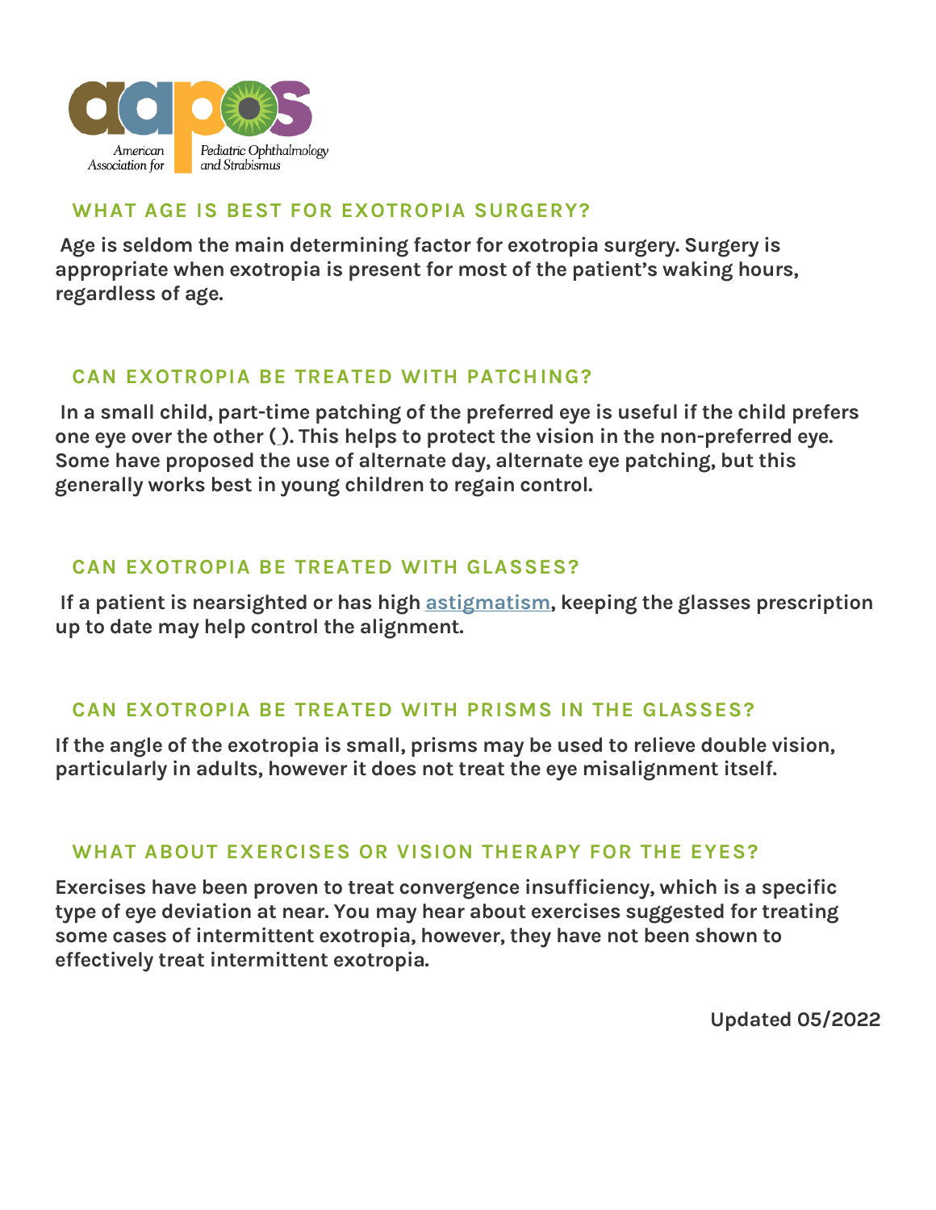## WHAT AGE IS BEST FOR EXOTROPIA SURGERY?

Age is seldom the main determining factor for exotropia surgery. Surgery is appropriate when exotropia is present for most of the patient's waking hours, regardless of age.

## CAN EXOTROPIA BE TREATED WITH PATCHING?

In a small child, part-time patching of the preferred eye is useful if the child prefers one eye over the other ( ). This helps to protect the vision in the non-preferred eye. Some have proposed the use of alternate day, alternate eye patching, but this generally works best in young children to regain control.

## CAN EXOTROPIA BE TREATED WITH GLASSES?

If a patient is nearsighted or has high astigmatism, keeping the glasses prescription up to date may help control the alignment.

## CAN EXOTROPIA BE TREATED WITH PRISMS IN THE GLASSES?

If the angle of the exotropia is small, prisms may be used to relieve double vision, particularly in adults, however it does not treat the eye misalignment itself.

## WHAT ABOUT EXERCISES OR VISION THERAPY FOR THE EYES?

Exercises have been proven to treat convergence insufficiency, which is a specific type of eye deviation at near. You may hear about exercises suggested for treating some cases of intermittent exotropia, however, they have not been shown to effectively treat intermittent exotropia.

Updated 05/2022